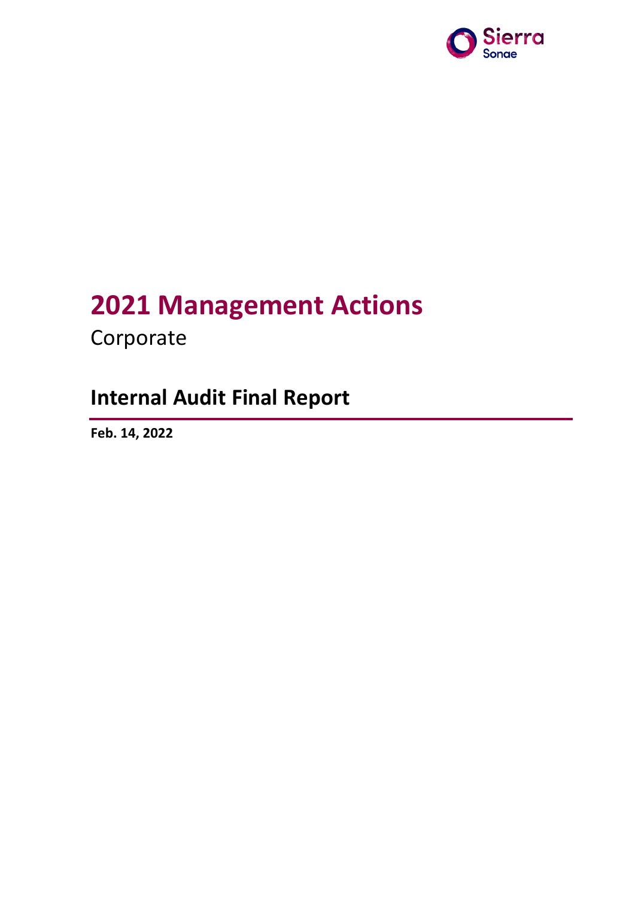# 2021 Management Actions

Corporate

## Internal Audit Final Report

**Feb. 14, 2022**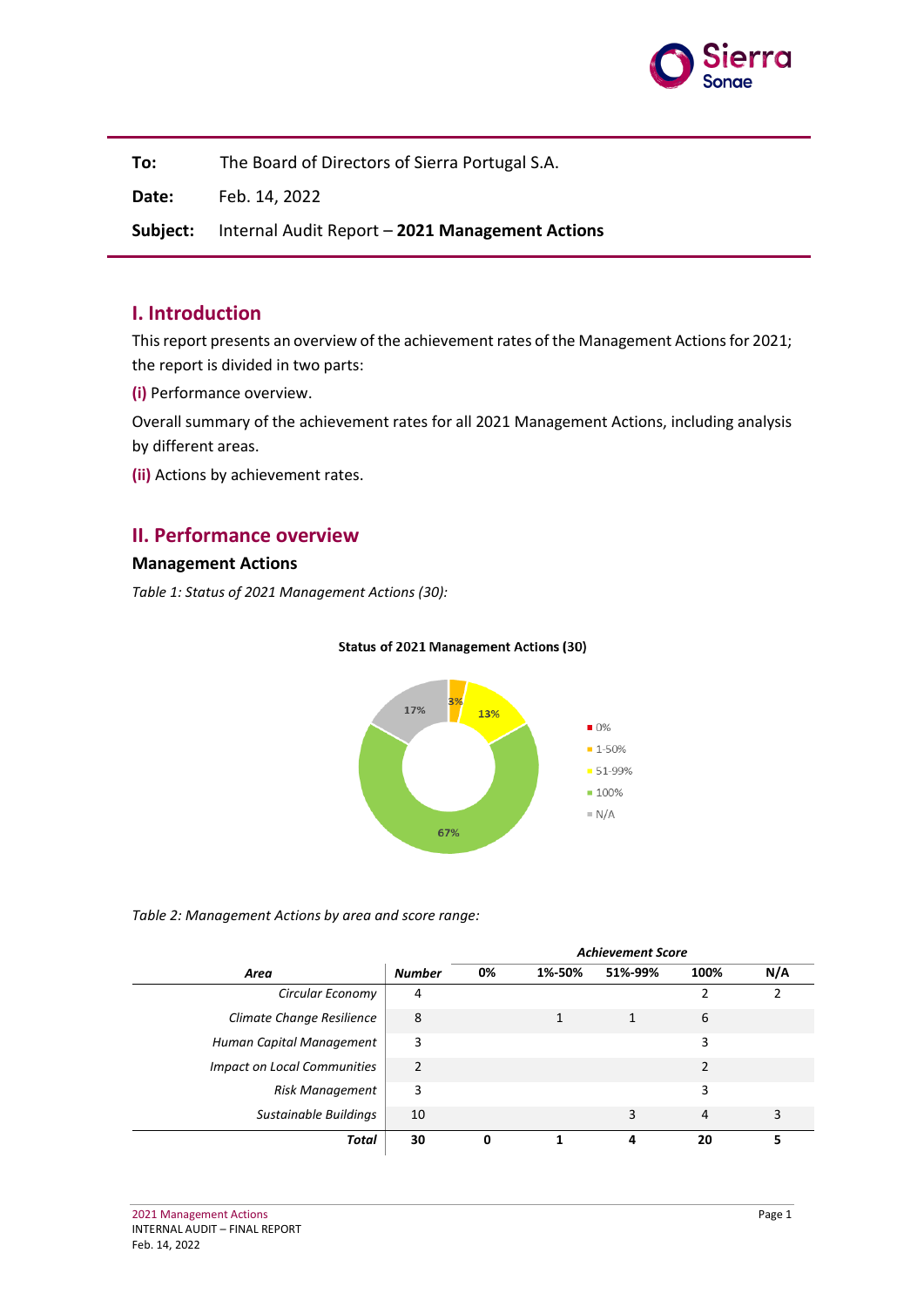| **To:** | The Board of Directors of Sierra Portugal S.A. |
|---|---|
| **Date:** | Feb. 14, 2022 |
| **Subject:** | Internal Audit Report – **2021 Management Actions** |

## I. Introduction

This report presents an overview of the achievement rates of the Management Actions for 2021; the report is divided in two parts:

**(i)** Performance overview.

Overall summary of the achievement rates for all 2021 Management Actions, including analysis by different areas.

**(ii)** Actions by achievement rates.

## II. Performance overview

### Management Actions

*Table 1: Status of 2021 Management Actions (30):*

**Status of 2021 Management Actions (30)**

| Status | Share |
|---|---|
| 0% | |
| 1-50% | 3% |
| 51-99% | 13% |
| 100% | 67% |
| N/A | 17% |

*Table 2: Management Actions by area and score range:*

| *Area* | *Number* | *Achievement Score* | | | | |
|---|---|---|---|---|---|---|
| | | **0%** | **1%-50%** | **51%-99%** | **100%** | **N/A** |
| *Circular Economy* | 4 | | | | 2 | 2 |
| *Climate Change Resilience* | 8 | | 1 | 1 | 6 | |
| *Human Capital Management* | 3 | | | | 3 | |
| *Impact on Local Communities* | 2 | | | | 2 | |
| *Risk Management* | 3 | | | | 3 | |
| *Sustainable Buildings* | 10 | | | 3 | 4 | 3 |
| ***Total*** | **30** | **0** | **1** | **4** | **20** | **5** |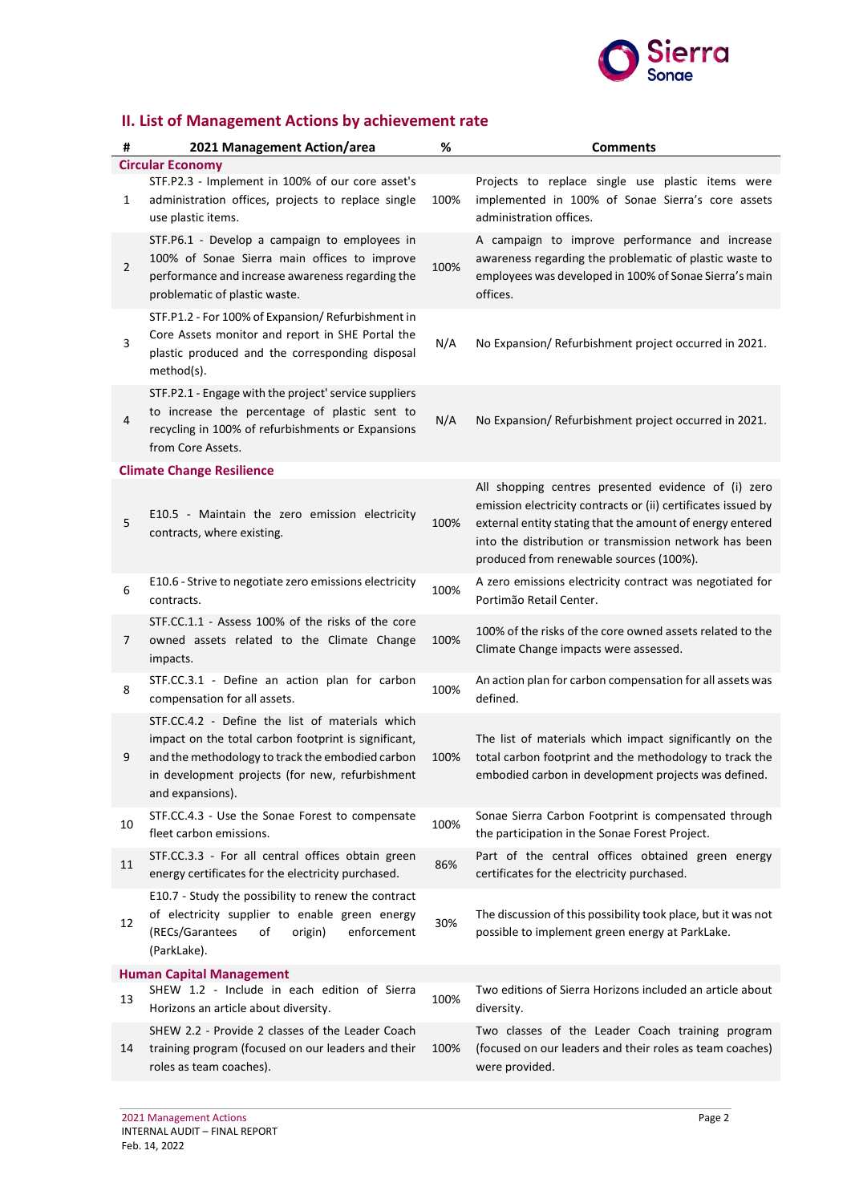## II. List of Management Actions by achievement rate

| # | 2021 Management Action/area | % | Comments |
|---|---|---|---|
| **Circular Economy** | | | |
| 1 | STF.P2.3 - Implement in 100% of our core asset's administration offices, projects to replace single use plastic items. | 100% | Projects to replace single use plastic items were implemented in 100% of Sonae Sierra's core assets administration offices. |
| 2 | STF.P6.1 - Develop a campaign to employees in 100% of Sonae Sierra main offices to improve performance and increase awareness regarding the problematic of plastic waste. | 100% | A campaign to improve performance and increase awareness regarding the problematic of plastic waste to employees was developed in 100% of Sonae Sierra's main offices. |
| 3 | STF.P1.2 - For 100% of Expansion/ Refurbishment in Core Assets monitor and report in SHE Portal the plastic produced and the corresponding disposal method(s). | N/A | No Expansion/ Refurbishment project occurred in 2021. |
| 4 | STF.P2.1 - Engage with the project' service suppliers to increase the percentage of plastic sent to recycling in 100% of refurbishments or Expansions from Core Assets. | N/A | No Expansion/ Refurbishment project occurred in 2021. |
| **Climate Change Resilience** | | | |
| 5 | E10.5 - Maintain the zero emission electricity contracts, where existing. | 100% | All shopping centres presented evidence of (i) zero emission electricity contracts or (ii) certificates issued by external entity stating that the amount of energy entered into the distribution or transmission network has been produced from renewable sources (100%). |
| 6 | E10.6 - Strive to negotiate zero emissions electricity contracts. | 100% | A zero emissions electricity contract was negotiated for Portimão Retail Center. |
| 7 | STF.CC.1.1 - Assess 100% of the risks of the core owned assets related to the Climate Change impacts. | 100% | 100% of the risks of the core owned assets related to the Climate Change impacts were assessed. |
| 8 | STF.CC.3.1 - Define an action plan for carbon compensation for all assets. | 100% | An action plan for carbon compensation for all assets was defined. |
| 9 | STF.CC.4.2 - Define the list of materials which impact on the total carbon footprint is significant, and the methodology to track the embodied carbon in development projects (for new, refurbishment and expansions). | 100% | The list of materials which impact significantly on the total carbon footprint and the methodology to track the embodied carbon in development projects was defined. |
| 10 | STF.CC.4.3 - Use the Sonae Forest to compensate fleet carbon emissions. | 100% | Sonae Sierra Carbon Footprint is compensated through the participation in the Sonae Forest Project. |
| 11 | STF.CC.3.3 - For all central offices obtain green energy certificates for the electricity purchased. | 86% | Part of the central offices obtained green energy certificates for the electricity purchased. |
| 12 | E10.7 - Study the possibility to renew the contract of electricity supplier to enable green energy (RECs/Garantees of origin) enforcement (ParkLake). | 30% | The discussion of this possibility took place, but it was not possible to implement green energy at ParkLake. |
| **Human Capital Management** | | | |
| 13 | SHEW 1.2 - Include in each edition of Sierra Horizons an article about diversity. | 100% | Two editions of Sierra Horizons included an article about diversity. |
| 14 | SHEW 2.2 - Provide 2 classes of the Leader Coach training program (focused on our leaders and their roles as team coaches). | 100% | Two classes of the Leader Coach training program (focused on our leaders and their roles as team coaches) were provided. |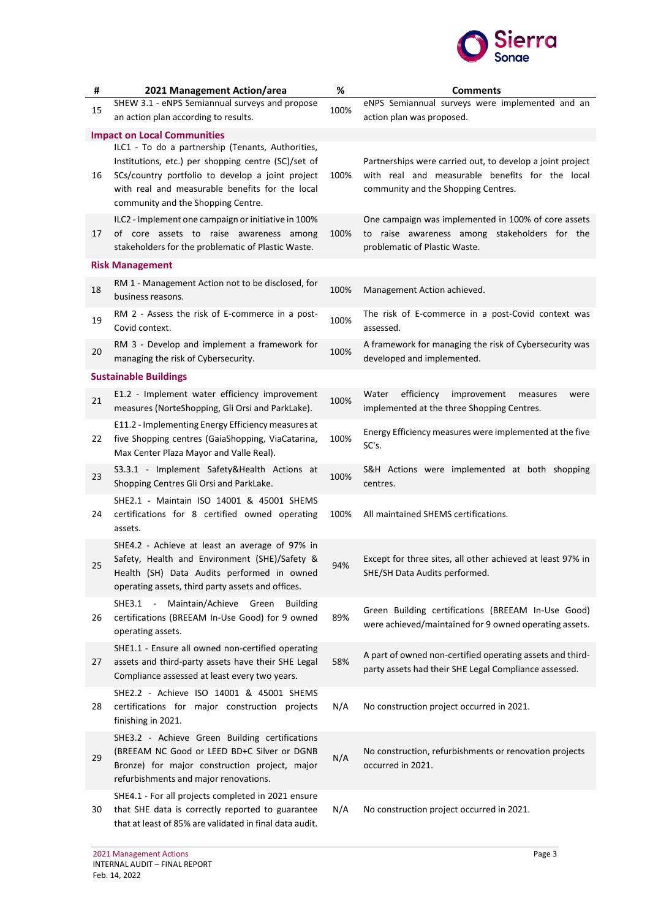| # | 2021 Management Action/area | % | Comments |
|---|---|---|---|
| 15 | SHEW 3.1 - eNPS Semiannual surveys and propose an action plan according to results. | 100% | eNPS Semiannual surveys were implemented and an action plan was proposed. |
| **Impact on Local Communities** | | | |
| 16 | ILC1 - To do a partnership (Tenants, Authorities, Institutions, etc.) per shopping centre (SC)/set of SCs/country portfolio to develop a joint project with real and measurable benefits for the local community and the Shopping Centre. | 100% | Partnerships were carried out, to develop a joint project with real and measurable benefits for the local community and the Shopping Centres. |
| 17 | ILC2 - Implement one campaign or initiative in 100% of core assets to raise awareness among stakeholders for the problematic of Plastic Waste. | 100% | One campaign was implemented in 100% of core assets to raise awareness among stakeholders for the problematic of Plastic Waste. |
| **Risk Management** | | | |
| 18 | RM 1 - Management Action not to be disclosed, for business reasons. | 100% | Management Action achieved. |
| 19 | RM 2 - Assess the risk of E-commerce in a post-Covid context. | 100% | The risk of E-commerce in a post-Covid context was assessed. |
| 20 | RM 3 - Develop and implement a framework for managing the risk of Cybersecurity. | 100% | A framework for managing the risk of Cybersecurity was developed and implemented. |
| **Sustainable Buildings** | | | |
| 21 | E1.2 - Implement water efficiency improvement measures (NorteShopping, Gli Orsi and ParkLake). | 100% | Water efficiency improvement measures were implemented at the three Shopping Centres. |
| 22 | E11.2 - Implementing Energy Efficiency measures at five Shopping centres (GaiaShopping, ViaCatarina, Max Center Plaza Mayor and Valle Real). | 100% | Energy Efficiency measures were implemented at the five SC's. |
| 23 | S3.3.1 - Implement Safety&Health Actions at Shopping Centres Gli Orsi and ParkLake. | 100% | S&H Actions were implemented at both shopping centres. |
| 24 | SHE2.1 - Maintain ISO 14001 & 45001 SHEMS certifications for 8 certified owned operating assets. | 100% | All maintained SHEMS certifications. |
| 25 | SHE4.2 - Achieve at least an average of 97% in Safety, Health and Environment (SHE)/Safety & Health (SH) Data Audits performed in owned operating assets, third party assets and offices. | 94% | Except for three sites, all other achieved at least 97% in SHE/SH Data Audits performed. |
| 26 | SHE3.1 - Maintain/Achieve Green Building certifications (BREEAM In-Use Good) for 9 owned operating assets. | 89% | Green Building certifications (BREEAM In-Use Good) were achieved/maintained for 9 owned operating assets. |
| 27 | SHE1.1 - Ensure all owned non-certified operating assets and third-party assets have their SHE Legal Compliance assessed at least every two years. | 58% | A part of owned non-certified operating assets and third-party assets had their SHE Legal Compliance assessed. |
| 28 | SHE2.2 - Achieve ISO 14001 & 45001 SHEMS certifications for major construction projects finishing in 2021. | N/A | No construction project occurred in 2021. |
| 29 | SHE3.2 - Achieve Green Building certifications (BREEAM NC Good or LEED BD+C Silver or DGNB Bronze) for major construction project, major refurbishments and major renovations. | N/A | No construction, refurbishments or renovation projects occurred in 2021. |
| 30 | SHE4.1 - For all projects completed in 2021 ensure that SHE data is correctly reported to guarantee that at least of 85% are validated in final data audit. | N/A | No construction project occurred in 2021. |